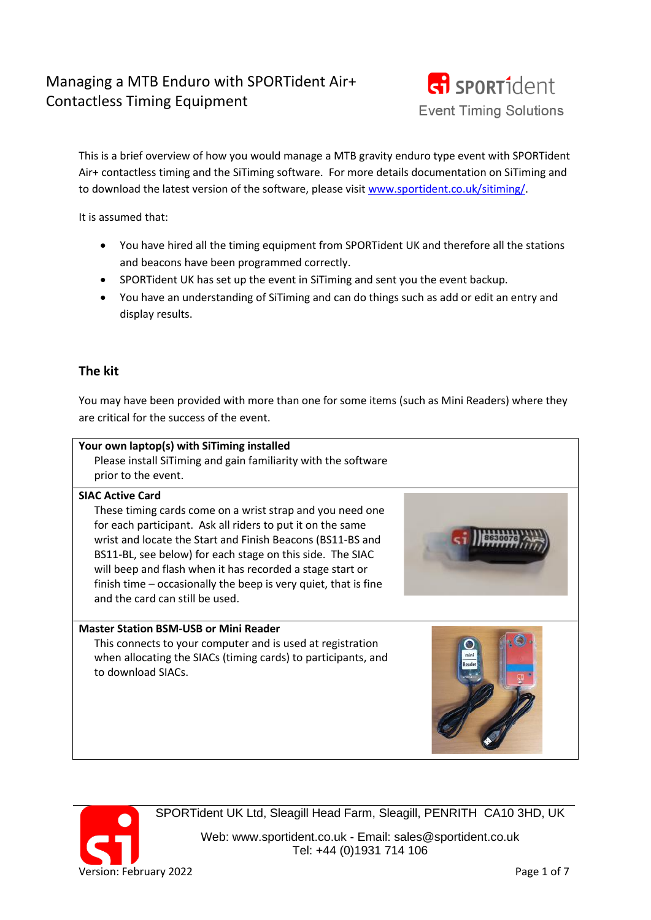# Managing a MTB Enduro with SPORTident Air+ Contactless Timing Equipment

This is a brief overview of how you would manage a MTB gravity enduro type event with SPORTident Air+ contactless timing and the SiTiming software. For more details documentation on SiTiming and to download the latest version of the software, please visit [www.sportident.co.uk/sitiming/](www.sportident.co.uk/sitiming/).

It is assumed that:

- You have hired all the timing equipment from SPORTident UK and therefore all the stations and beacons have been programmed correctly.
- SPORTident UK has set up the event in SiTiming and sent you the event backup.
- You have an understanding of SiTiming and can do things such as add or edit an entry and display results.

## The kit

You may have been provided with more than one for some items (such as Mini Readers) where they are critical for the success of the event.

**Your own laptop(s) with SiTiming installed**

Please install SiTiming and gain familiarity with the software prior to the event.

**SIAC Active Card**

These timing cards come on a wrist strap and you need one for each participant. Ask all riders to put it on the same wrist and locate the Start and Finish Beacons (BS11-BS and BS11-BL, see below) for each stage on this side. The SIAC will beep and flash when it has recorded a stage start or finish time – occasionally the beep is very quiet, that is fine and the card can still be used.

**Master Station BSM-USB or Mini Reader**

This connects to your computer and is used at registration when allocating the SIACs (timing cards) to participants, and to download SIACs.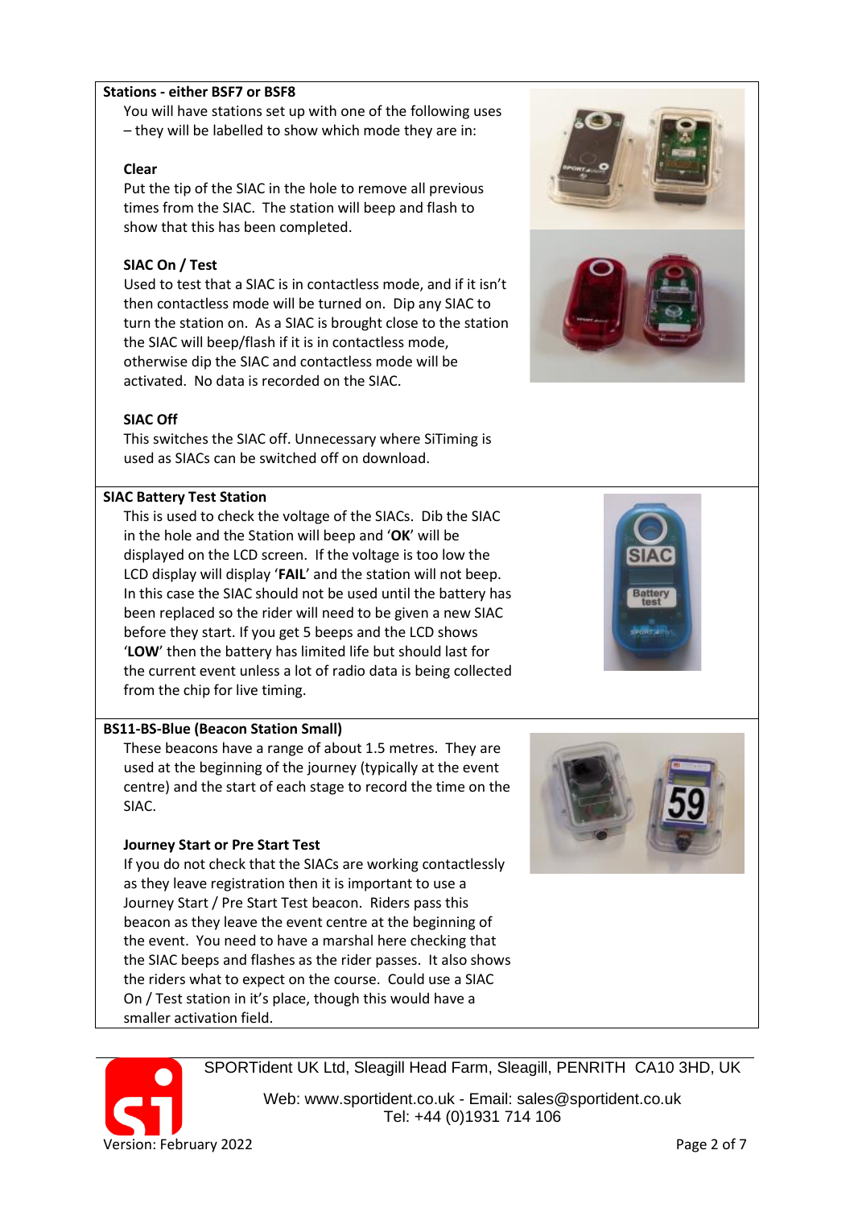## Stations - either BSF7 or BSF8

You will have stations set up with one of the following uses – they will be labelled to show which mode they are in:

### Clear

Put the tip of the SIAC in the hole to remove all previous times from the SIAC. The station will beep and flash to show that this has been completed.

### SIAC On / Test

Used to test that a SIAC is in contactless mode, and if it isn't then contactless mode will be turned on. Dip any SIAC to turn the station on. As a SIAC is brought close to the station the SIAC will beep/flash if it is in contactless mode, otherwise dip the SIAC and contactless mode will be activated. No data is recorded on the SIAC.

### SIAC Off

This switches the SIAC off. Unnecessary where SiTiming is used as SIACs can be switched off on download.

## SIAC Battery Test Station

This is used to check the voltage of the SIACs. Dib the SIAC in the hole and the Station will beep and '**OK**' will be displayed on the LCD screen. If the voltage is too low the LCD display will display '**FAIL**' and the station will not beep. In this case the SIAC should not be used until the battery has been replaced so the rider will need to be given a new SIAC before they start. If you get 5 beeps and the LCD shows '**LOW**' then the battery has limited life but should last for the current event unless a lot of radio data is being collected from the chip for live timing.

## BS11-BS-Blue (Beacon Station Small)

These beacons have a range of about 1.5 metres. They are used at the beginning of the journey (typically at the event centre) and the start of each stage to record the time on the SIAC.

### Journey Start or Pre Start Test

If you do not check that the SIACs are working contactlessly as they leave registration then it is important to use a Journey Start / Pre Start Test beacon. Riders pass this beacon as they leave the event centre at the beginning of the event. You need to have a marshal here checking that the SIAC beeps and flashes as the rider passes. It also shows the riders what to expect on the course. Could use a SIAC On / Test station in it's place, though this would have a smaller activation field.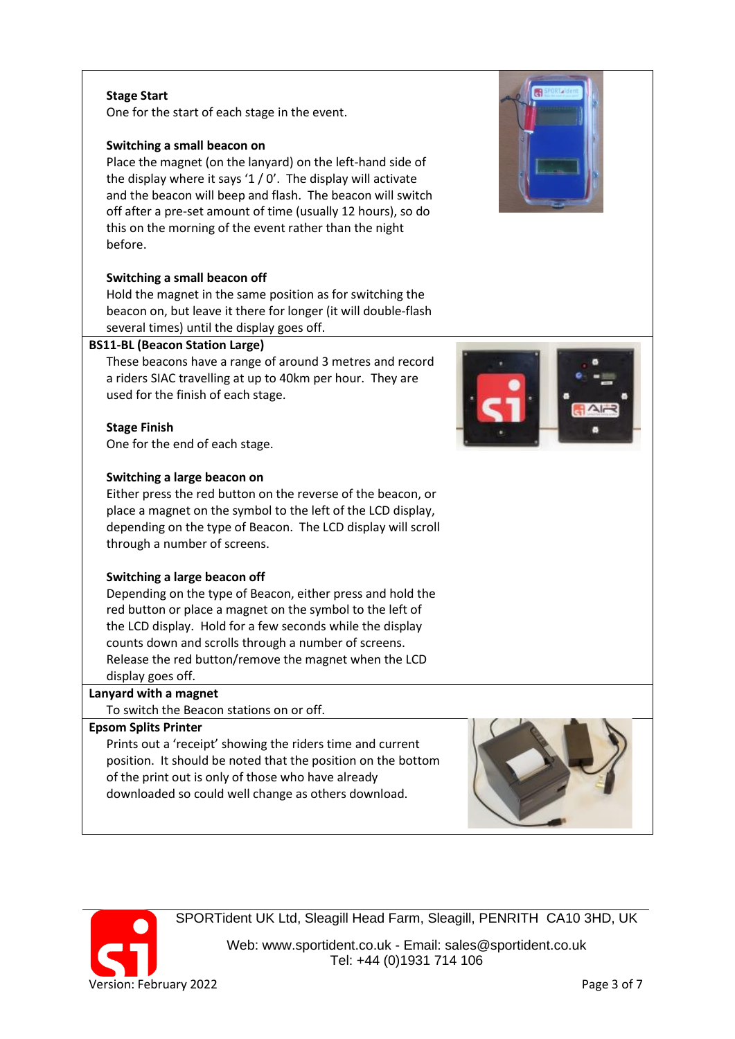**Stage Start**

One for the start of each stage in the event.

**Switching a small beacon on**

Place the magnet (on the lanyard) on the left-hand side of the display where it says '1 / 0'. The display will activate and the beacon will beep and flash. The beacon will switch off after a pre-set amount of time (usually 12 hours), so do this on the morning of the event rather than the night before.

**Switching a small beacon off**

Hold the magnet in the same position as for switching the beacon on, but leave it there for longer (it will double-flash several times) until the display goes off.

**BS11-BL (Beacon Station Large)**

These beacons have a range of around 3 metres and record a riders SIAC travelling at up to 40km per hour. They are used for the finish of each stage.

**Stage Finish**

One for the end of each stage.

**Switching a large beacon on**

Either press the red button on the reverse of the beacon, or place a magnet on the symbol to the left of the LCD display, depending on the type of Beacon. The LCD display will scroll through a number of screens.

**Switching a large beacon off**

Depending on the type of Beacon, either press and hold the red button or place a magnet on the symbol to the left of the LCD display. Hold for a few seconds while the display counts down and scrolls through a number of screens. Release the red button/remove the magnet when the LCD display goes off.

**Lanyard with a magnet**

To switch the Beacon stations on or off.

**Epsom Splits Printer**

Prints out a 'receipt' showing the riders time and current position. It should be noted that the position on the bottom of the print out is only of those who have already downloaded so could well change as others download.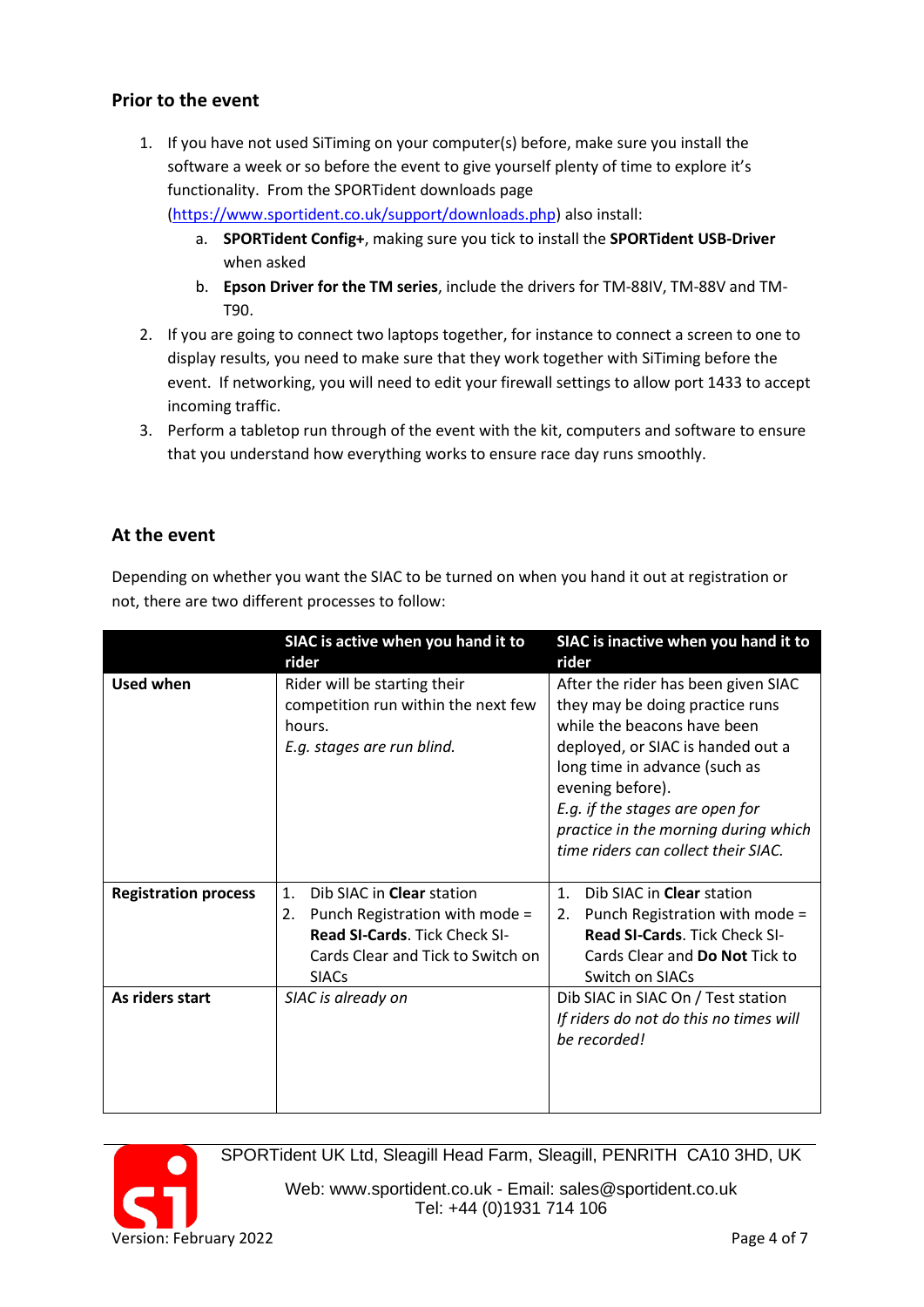## Prior to the event

1. If you have not used SiTiming on your computer(s) before, make sure you install the software a week or so before the event to give yourself plenty of time to explore it's functionality. From the SPORTident downloads page ([https://www.sportident.co.uk/support/downloads.php](https://www.sportident.co.uk/support/downloads.php)) also install:
    a. **SPORTident Config+**, making sure you tick to install the **SPORTident USB-Driver** when asked
    b. **Epson Driver for the TM series**, include the drivers for TM-88IV, TM-88V and TM-T90.
2. If you are going to connect two laptops together, for instance to connect a screen to one to display results, you need to make sure that they work together with SiTiming before the event. If networking, you will need to edit your firewall settings to allow port 1433 to accept incoming traffic.
3. Perform a tabletop run through of the event with the kit, computers and software to ensure that you understand how everything works to ensure race day runs smoothly.

## At the event

Depending on whether you want the SIAC to be turned on when you hand it out at registration or not, there are two different processes to follow:

| | SIAC is active when you hand it to rider | SIAC is inactive when you hand it to rider |
|---|---|---|
| **Used when** | Rider will be starting their competition run within the next few hours.<br>*E.g. stages are run blind.* | After the rider has been given SIAC they may be doing practice runs while the beacons have been deployed, or SIAC is handed out a long time in advance (such as evening before).<br>*E.g. if the stages are open for practice in the morning during which time riders can collect their SIAC.* |
| **Registration process** | 1. Dib SIAC in **Clear** station<br>2. Punch Registration with mode = **Read SI-Cards**. Tick Check SI-Cards Clear and Tick to Switch on SIACs | 1. Dib SIAC in **Clear** station<br>2. Punch Registration with mode = **Read SI-Cards**. Tick Check SI-Cards Clear and **Do Not** Tick to Switch on SIACs |
| **As riders start** | *SIAC is already on* | Dib SIAC in SIAC On / Test station<br>*If riders do not do this no times will be recorded!* |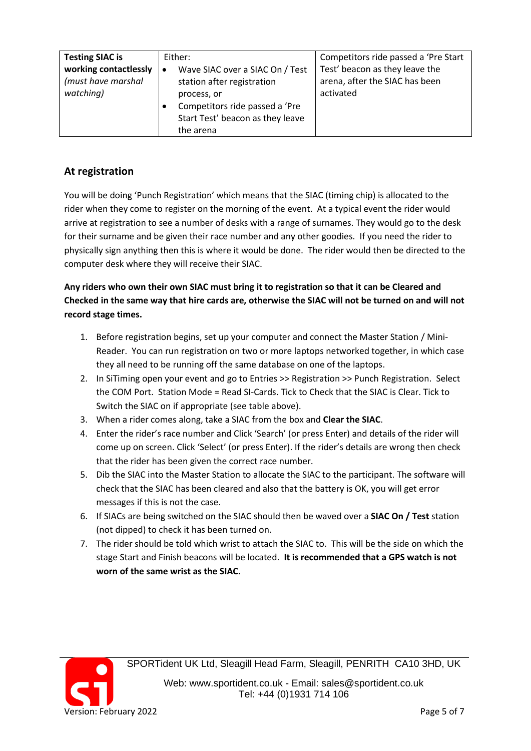| **Testing SIAC is working contactlessly** *(must have marshal watching)* | Either:<br>• Wave SIAC over a SIAC On / Test station after registration process, or<br>• Competitors ride passed a 'Pre Start Test' beacon as they leave the arena | Competitors ride passed a 'Pre Start Test' beacon as they leave the arena, after the SIAC has been activated |
|---|---|---|

## At registration

You will be doing 'Punch Registration' which means that the SIAC (timing chip) is allocated to the rider when they come to register on the morning of the event. At a typical event the rider would arrive at registration to see a number of desks with a range of surnames. They would go to the desk for their surname and be given their race number and any other goodies. If you need the rider to physically sign anything then this is where it would be done. The rider would then be directed to the computer desk where they will receive their SIAC.

**Any riders who own their own SIAC must bring it to registration so that it can be Cleared and Checked in the same way that hire cards are, otherwise the SIAC will not be turned on and will not record stage times.**

1. Before registration begins, set up your computer and connect the Master Station / Mini-Reader. You can run registration on two or more laptops networked together, in which case they all need to be running off the same database on one of the laptops.
2. In SiTiming open your event and go to Entries >> Registration >> Punch Registration. Select the COM Port. Station Mode = Read SI-Cards. Tick to Check that the SIAC is Clear. Tick to Switch the SIAC on if appropriate (see table above).
3. When a rider comes along, take a SIAC from the box and **Clear the SIAC**.
4. Enter the rider's race number and Click 'Search' (or press Enter) and details of the rider will come up on screen. Click 'Select' (or press Enter). If the rider's details are wrong then check that the rider has been given the correct race number.
5. Dib the SIAC into the Master Station to allocate the SIAC to the participant. The software will check that the SIAC has been cleared and also that the battery is OK, you will get error messages if this is not the case.
6. If SIACs are being switched on the SIAC should then be waved over a **SIAC On / Test** station (not dipped) to check it has been turned on.
7. The rider should be told which wrist to attach the SIAC to. This will be the side on which the stage Start and Finish beacons will be located. **It is recommended that a GPS watch is not worn of the same wrist as the SIAC.**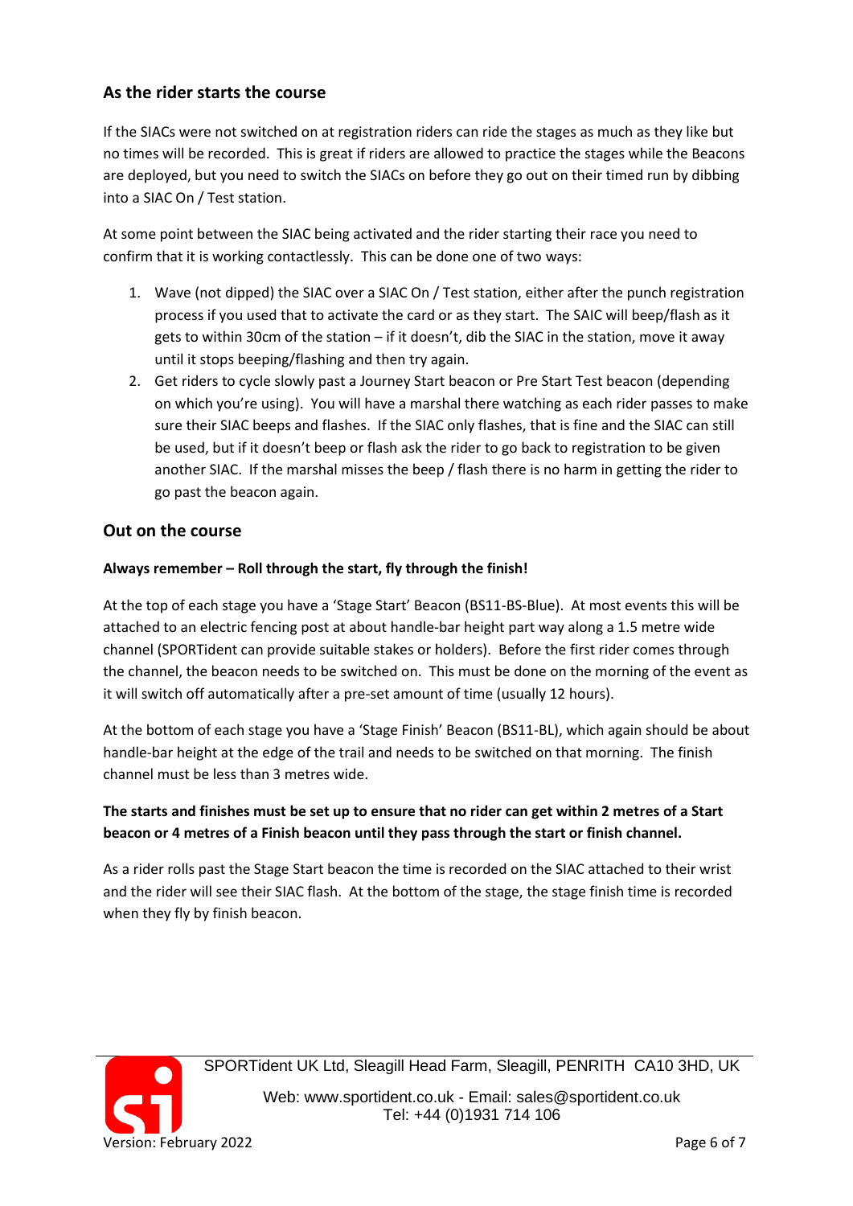## As the rider starts the course

If the SIACs were not switched on at registration riders can ride the stages as much as they like but no times will be recorded. This is great if riders are allowed to practice the stages while the Beacons are deployed, but you need to switch the SIACs on before they go out on their timed run by dibbing into a SIAC On / Test station.

At some point between the SIAC being activated and the rider starting their race you need to confirm that it is working contactlessly. This can be done one of two ways:

1. Wave (not dipped) the SIAC over a SIAC On / Test station, either after the punch registration process if you used that to activate the card or as they start. The SAIC will beep/flash as it gets to within 30cm of the station – if it doesn't, dib the SIAC in the station, move it away until it stops beeping/flashing and then try again.
2. Get riders to cycle slowly past a Journey Start beacon or Pre Start Test beacon (depending on which you're using). You will have a marshal there watching as each rider passes to make sure their SIAC beeps and flashes. If the SIAC only flashes, that is fine and the SIAC can still be used, but if it doesn't beep or flash ask the rider to go back to registration to be given another SIAC. If the marshal misses the beep / flash there is no harm in getting the rider to go past the beacon again.

## Out on the course

**Always remember – Roll through the start, fly through the finish!**

At the top of each stage you have a 'Stage Start' Beacon (BS11-BS-Blue). At most events this will be attached to an electric fencing post at about handle-bar height part way along a 1.5 metre wide channel (SPORTident can provide suitable stakes or holders). Before the first rider comes through the channel, the beacon needs to be switched on. This must be done on the morning of the event as it will switch off automatically after a pre-set amount of time (usually 12 hours).

At the bottom of each stage you have a 'Stage Finish' Beacon (BS11-BL), which again should be about handle-bar height at the edge of the trail and needs to be switched on that morning. The finish channel must be less than 3 metres wide.

**The starts and finishes must be set up to ensure that no rider can get within 2 metres of a Start beacon or 4 metres of a Finish beacon until they pass through the start or finish channel.**

As a rider rolls past the Stage Start beacon the time is recorded on the SIAC attached to their wrist and the rider will see their SIAC flash. At the bottom of the stage, the stage finish time is recorded when they fly by finish beacon.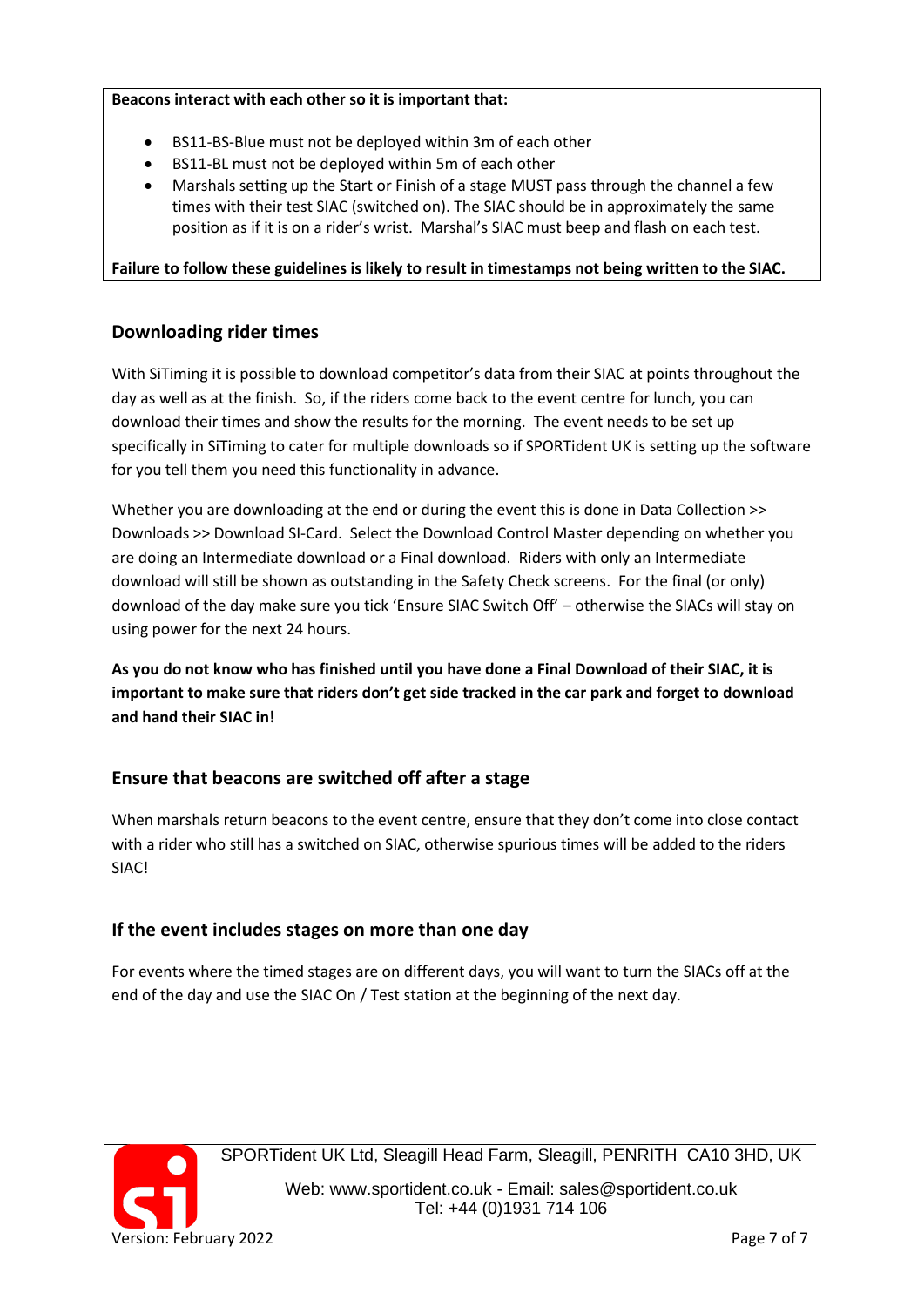**Beacons interact with each other so it is important that:**

- BS11-BS-Blue must not be deployed within 3m of each other
- BS11-BL must not be deployed within 5m of each other
- Marshals setting up the Start or Finish of a stage MUST pass through the channel a few times with their test SIAC (switched on). The SIAC should be in approximately the same position as if it is on a rider's wrist. Marshal's SIAC must beep and flash on each test.

**Failure to follow these guidelines is likely to result in timestamps not being written to the SIAC.**

## Downloading rider times

With SiTiming is possible to download competitor's data from their SIAC at points throughout the day as well as at the finish. So, if the riders come back to the event centre for lunch, you can download their times and show the results for the morning. The event needs to be set up specifically in SiTiming to cater for multiple downloads so if SPORTident UK is setting up the software for you tell them you need this functionality in advance.

Whether you are downloading at the end or during the event this is done in Data Collection >> Downloads >> Download SI-Card. Select the Download Control Master depending on whether you are doing an Intermediate download or a Final download. Riders with only an Intermediate download will still be shown as outstanding in the Safety Check screens. For the final (or only) download of the day make sure you tick 'Ensure SIAC Switch Off' – otherwise the SIACs will stay on using power for the next 24 hours.

**As you do not know who has finished until you have done a Final Download of their SIAC, it is important to make sure that riders don't get side tracked in the car park and forget to download and hand their SIAC in!**

## Ensure that beacons are switched off after a stage

When marshals return beacons to the event centre, ensure that they don't come into close contact with a rider who still has a switched on SIAC, otherwise spurious times will be added to the riders SIAC!

## If the event includes stages on more than one day

For events where the timed stages are on different days, you will want to turn the SIACs off at the end of the day and use the SIAC On / Test station at the beginning of the next day.